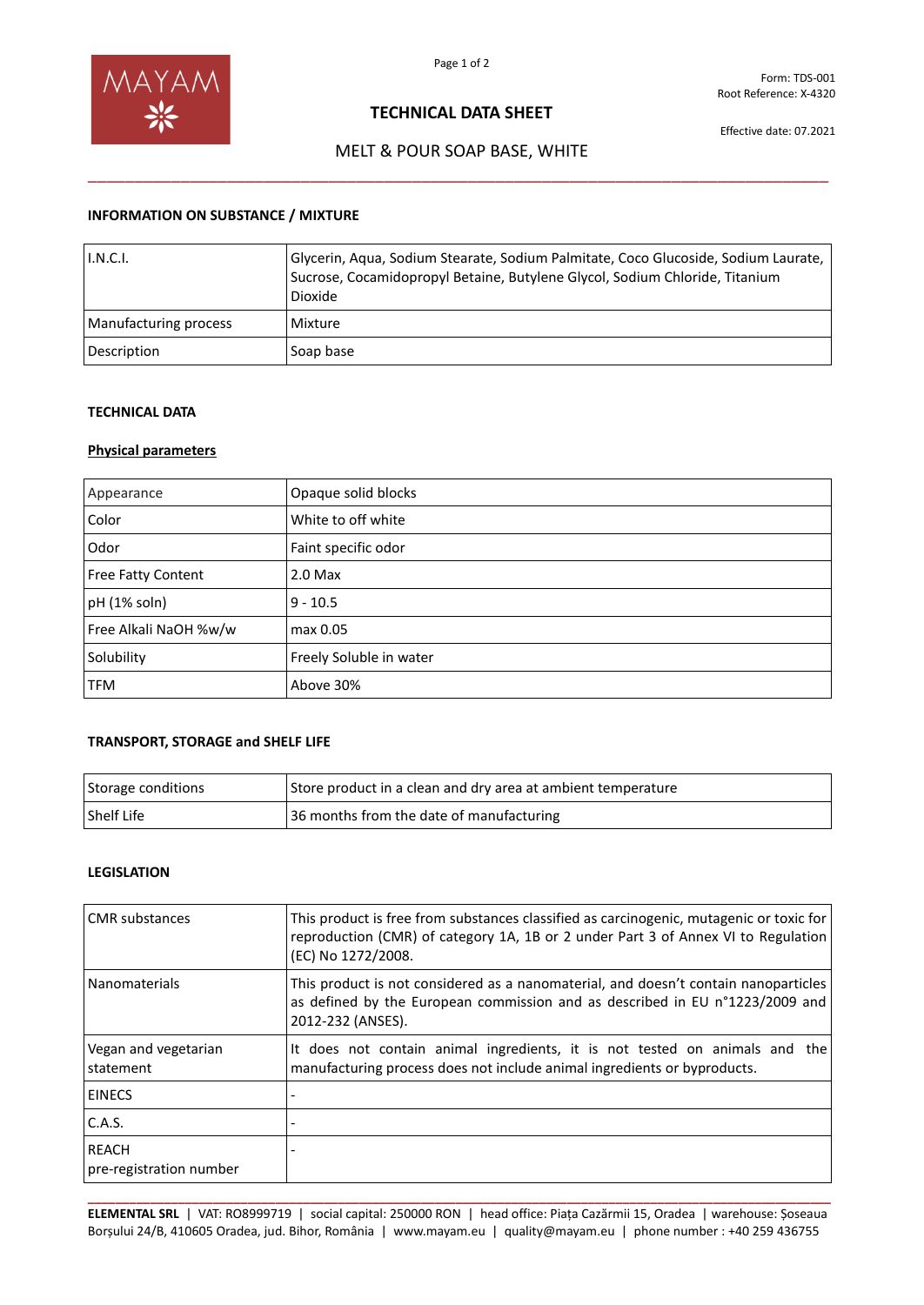Form: TDS-001
Root Reference: X-4320

Effective date: 07.2021

# TECHNICAL DATA SHEET

## MELT & POUR SOAP BASE, WHITE

### INFORMATION ON SUBSTANCE / MIXTURE

| | |
|---|---|
| I.N.C.I. | Glycerin, Aqua, Sodium Stearate, Sodium Palmitate, Coco Glucoside, Sodium Laurate, Sucrose, Cocamidopropyl Betaine, Butylene Glycol, Sodium Chloride, Titanium Dioxide |
| Manufacturing process | Mixture |
| Description | Soap base |

### TECHNICAL DATA

**Physical parameters**

| | |
|---|---|
| Appearance | Opaque solid blocks |
| Color | White to off white |
| Odor | Faint specific odor |
| Free Fatty Content | 2.0 Max |
| pH (1% soln) | 9 - 10.5 |
| Free Alkali NaOH %w/w | max 0.05 |
| Solubility | Freely Soluble in water |
| TFM | Above 30% |

### TRANSPORT, STORAGE and SHELF LIFE

| | |
|---|---|
| Storage conditions | Store product in a clean and dry area at ambient temperature |
| Shelf Life | 36 months from the date of manufacturing |

### LEGISLATION

| | |
|---|---|
| CMR substances | This product is free from substances classified as carcinogenic, mutagenic or toxic for reproduction (CMR) of category 1A, 1B or 2 under Part 3 of Annex VI to Regulation (EC) No 1272/2008. |
| Nanomaterials | This product is not considered as a nanomaterial, and doesn't contain nanoparticles as defined by the European commission and as described in EU n°1223/2009 and 2012-232 (ANSES). |
| Vegan and vegetarian statement | It does not contain animal ingredients, it is not tested on animals and the manufacturing process does not include animal ingredients or byproducts. |
| EINECS | - |
| C.A.S. | - |
| REACH pre-registration number | - |

**ELEMENTAL SRL** | VAT: RO8999719 | social capital: 250000 RON | head office: Piața Cazărmii 15, Oradea | warehouse: Șoseaua Borșului 24/B, 410605 Oradea, jud. Bihor, România | www.mayam.eu | quality@mayam.eu | phone number : +40 259 436755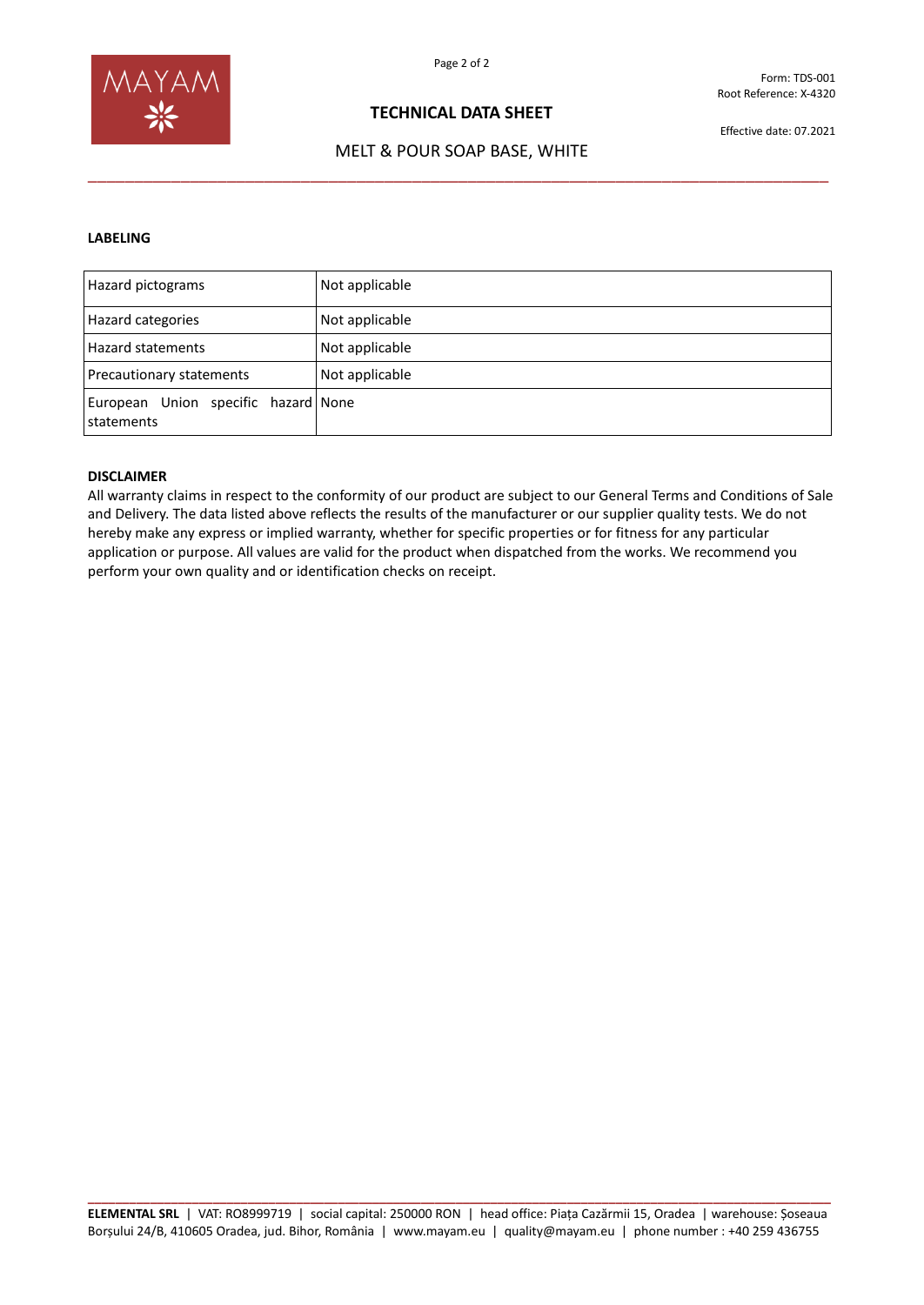## LABELING

| | |
|---|---|
| Hazard pictograms | Not applicable |
| Hazard categories | Not applicable |
| Hazard statements | Not applicable |
| Precautionary statements | Not applicable |
| European Union specific hazard statements | None |

## DISCLAIMER

All warranty claims in respect to the conformity of our product are subject to our General Terms and Conditions of Sale and Delivery. The data listed above reflects the results of the manufacturer or our supplier quality tests. We do not hereby make any express or implied warranty, whether for specific properties or for fitness for any particular application or purpose. All values are valid for the product when dispatched from the works. We recommend you perform your own quality and or identification checks on receipt.